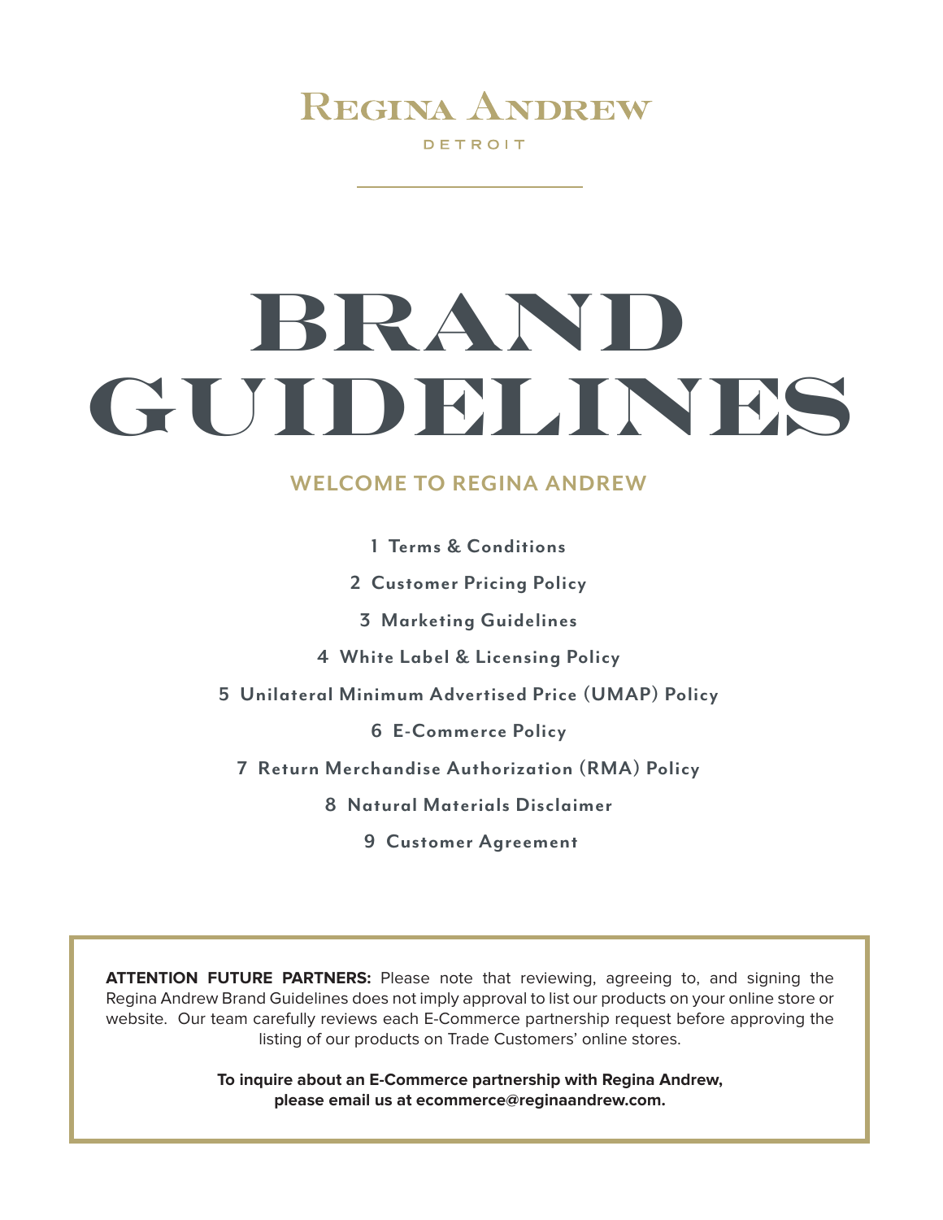# Regina Andrew

DETROIT

# BRAND GUIDELINES

## WELCOME TO REGINA ANDREW

1 Terms & Conditions

2 Customer Pricing Policy

3 Marketing Guidelines

4 White Label & Licensing Policy

5 Unilateral Minimum Advertised Price (UMAP) Policy

6 E-Commerce Policy

7 Return Merchandise Authorization (RMA) Policy

8 Natural Materials Disclaimer

9 Customer Agreement

**ATTENTION FUTURE PARTNERS:** Please note that reviewing, agreeing to, and signing the Regina Andrew Brand Guidelines does not imply approval to list our products on your online store or website. Our team carefully reviews each E-Commerce partnership request before approving the listing of our products on Trade Customers' online stores.

**To inquire about an E-Commerce partnership with Regina Andrew, please email us at ecommerce@reginaandrew.com.**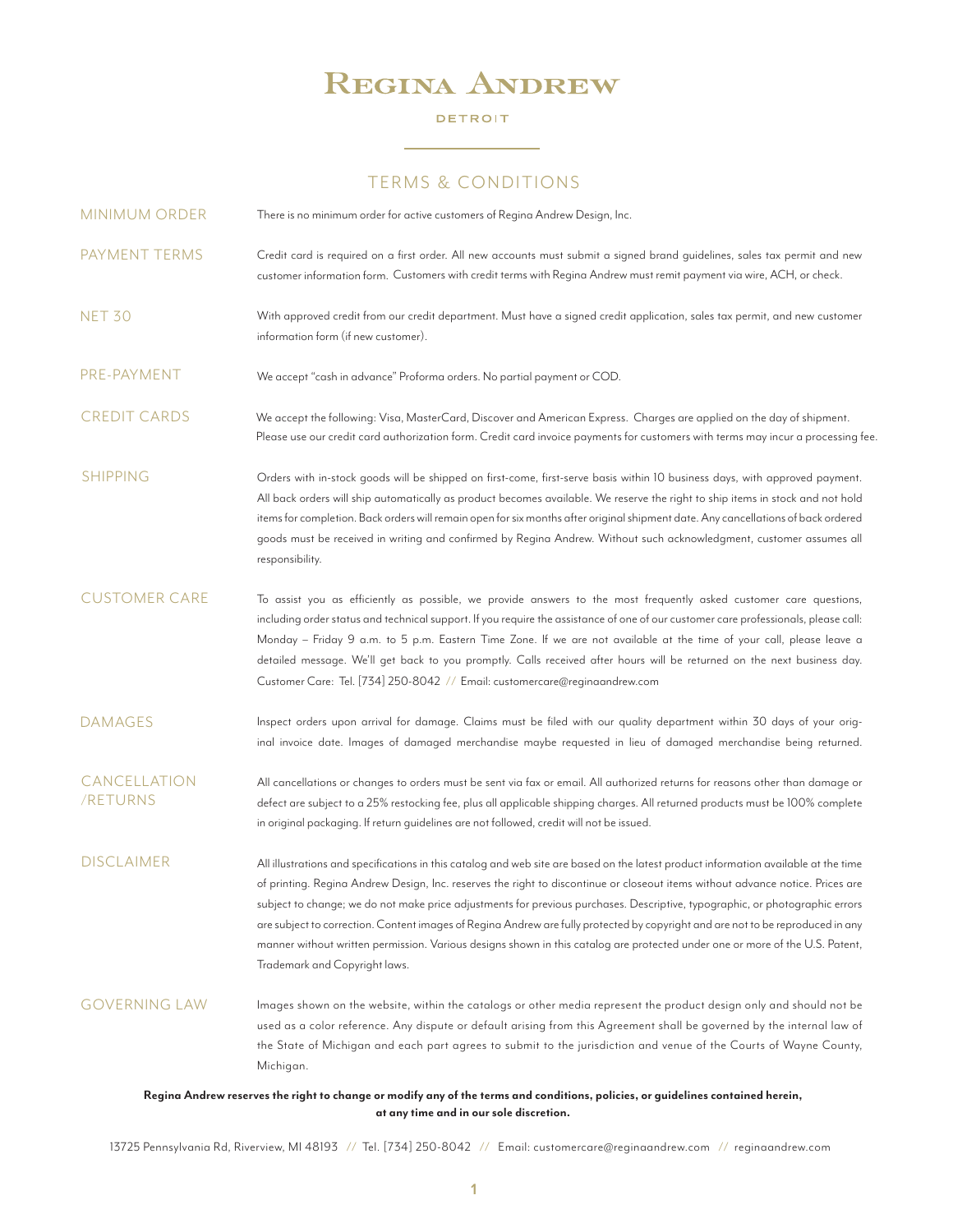# REGINA ANDREW

DETROIT

## TERMS & CONDITIONS

**MINIMUM ORDER**

There is no minimum order for active customers of Regina Andrew Design, Inc.

**PAYMENT TERMS**

Credit card is required on a first order. All new accounts must submit a signed brand guidelines, sales tax permit and new customer information form. Customers with credit terms with Regina Andrew must remit payment via wire, ACH, or check.

**NET 30**

With approved credit from our credit department. Must have a signed credit application, sales tax permit, and new customer information form (if new customer).

**PRE-PAYMENT**

We accept "cash in advance" Proforma orders. No partial payment or COD.

**CREDIT CARDS**

We accept the following: Visa, MasterCard, Discover and American Express. Charges are applied on the day of shipment. Please use our credit card authorization form. Credit card invoice payments for customers with terms may incur a processing fee.

**SHIPPING**

Orders with in-stock goods will be shipped on first-come, first-serve basis within 10 business days, with approved payment. All back orders will ship automatically as product becomes available. We reserve the right to ship items in stock and not hold items for completion. Back orders will remain open for six months after original shipment date. Any cancellations of back ordered goods must be received in writing and confirmed by Regina Andrew. Without such acknowledgment, customer assumes all responsibility.

**CUSTOMER CARE**

To assist you as efficiently as possible, we provide answers to the most frequently asked customer care questions, including order status and technical support. If you require the assistance of one of our customer care professionals, please call: Monday – Friday 9 a.m. to 5 p.m. Eastern Time Zone. If we are not available at the time of your call, please leave a detailed message. We'll get back to you promptly. Calls received after hours will be returned on the next business day. Customer Care: Tel. [734] 250-8042 // Email: customercare@reginaandrew.com

**DAMAGES**

Inspect orders upon arrival for damage. Claims must be filed with our quality department within 30 days of your original invoice date. Images of damaged merchandise maybe requested in lieu of damaged merchandise being returned.

**CANCELLATION /RETURNS**

All cancellations or changes to orders must be sent via fax or email. All authorized returns for reasons other than damage or defect are subject to a 25% restocking fee, plus all applicable shipping charges. All returned products must be 100% complete in original packaging. If return guidelines are not followed, credit will not be issued.

**DISCLAIMER**

All illustrations and specifications in this catalog and web site are based on the latest product information available at the time of printing. Regina Andrew Design, Inc. reserves the right to discontinue or closeout items without advance notice. Prices are subject to change; we do not make price adjustments for previous purchases. Descriptive, typographic, or photographic errors are subject to correction. Content images of Regina Andrew are fully protected by copyright and are not to be reproduced in any manner without written permission. Various designs shown in this catalog are protected under one or more of the U.S. Patent, Trademark and Copyright laws.

**GOVERNING LAW**

Images shown on the website, within the catalogs or other media represent the product design only and should not be used as a color reference. Any dispute or default arising from this Agreement shall be governed by the internal law of the State of Michigan and each part agrees to submit to the jurisdiction and venue of the Courts of Wayne County, Michigan.

**Regina Andrew reserves the right to change or modify any of the terms and conditions, policies, or guidelines contained herein, at any time and in our sole discretion.**

13725 Pennsylvania Rd, Riverview, MI 48193 // Tel. [734] 250-8042 // Email: customercare@reginaandrew.com // reginaandrew.com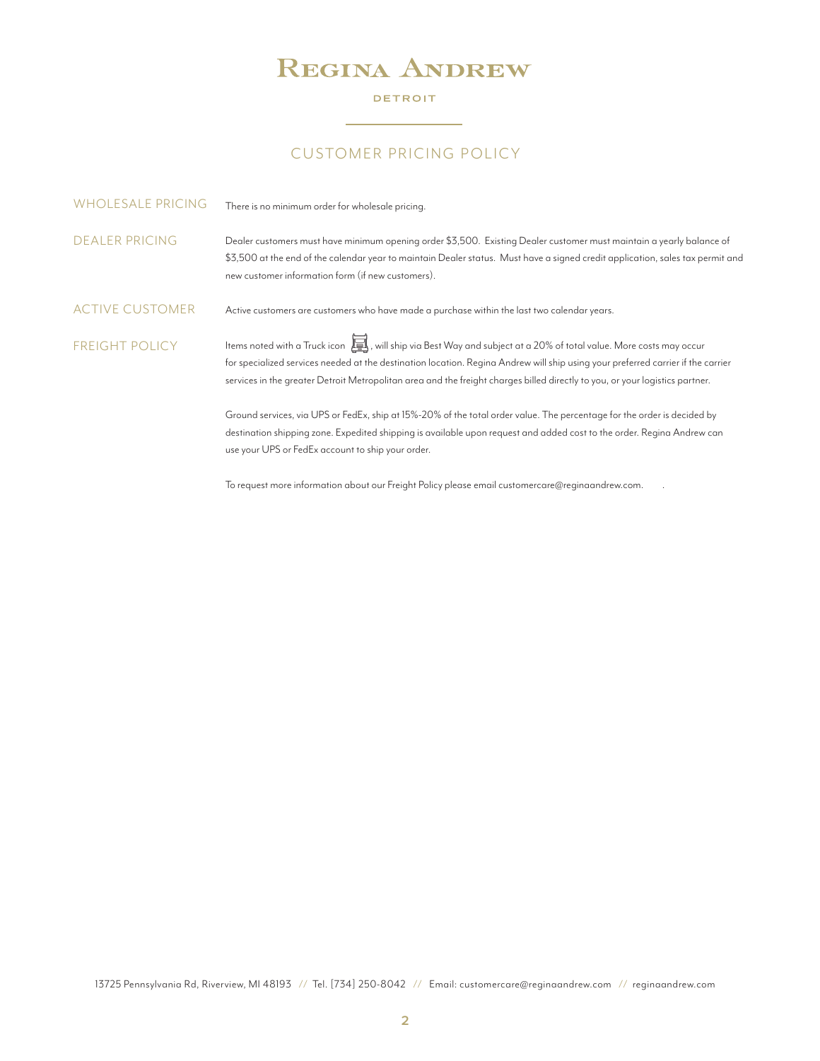# REGINA ANDREW

DETROIT

## CUSTOMER PRICING POLICY

**WHOLESALE PRICING**

There is no minimum order for wholesale pricing.

**DEALER PRICING**

Dealer customers must have minimum opening order $3,500. Existing Dealer customer must maintain a yearly balance of $3,500 at the end of the calendar year to maintain Dealer status. Must have a signed credit application, sales tax permit and new customer information form (if new customers).

**ACTIVE CUSTOMER**

Active customers are customers who have made a purchase within the last two calendar years.

**FREIGHT POLICY**

Items noted with a Truck icon, will ship via Best Way and subject at a 20% of total value. More costs may occur for specialized services needed at the destination location. Regina Andrew will ship using your preferred carrier if the carrier services in the greater Detroit Metropolitan area and the freight charges billed directly to you, or your logistics partner.

Ground services, via UPS or FedEx, ship at 15%-20% of the total order value. The percentage for the order is decided by destination shipping zone. Expedited shipping is available upon request and added cost to the order. Regina Andrew can use your UPS or FedEx account to ship your order.

To request more information about our Freight Policy please email customercare@reginaandrew.com.

13725 Pennsylvania Rd, Riverview, MI 48193 // Tel. [734] 250-8042 // Email: customercare@reginaandrew.com // reginaandrew.com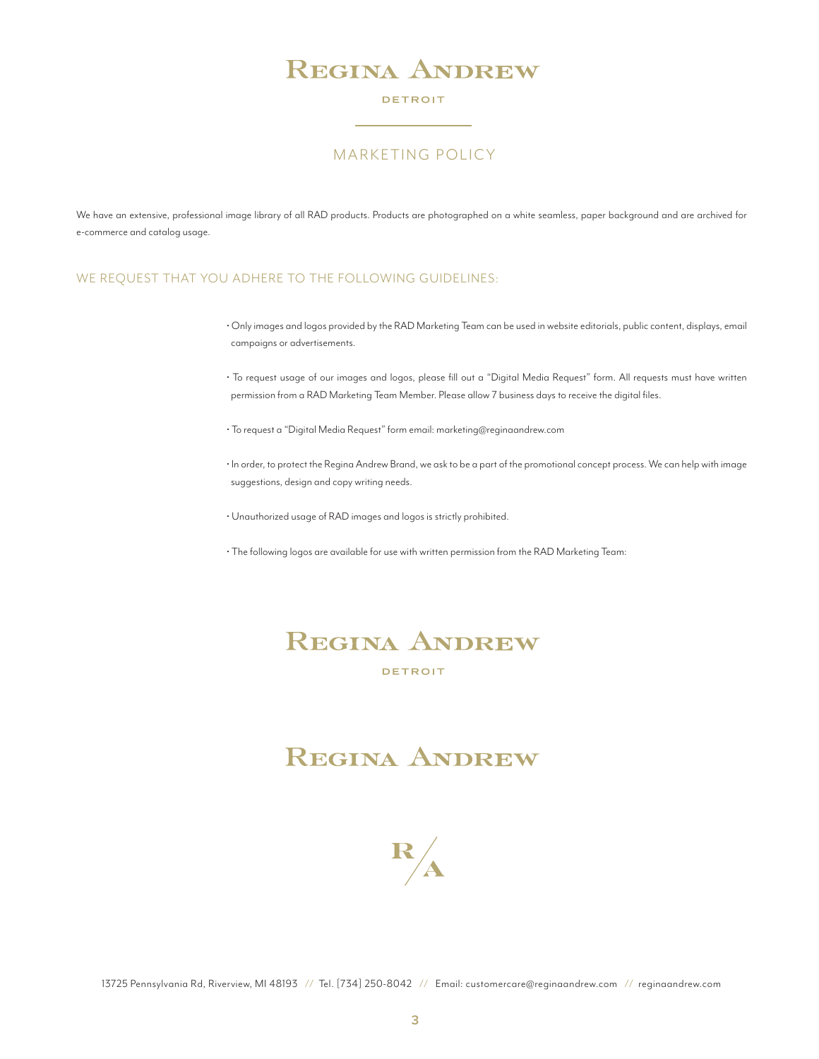# REGINA ANDREW

DETROIT

## MARKETING POLICY

We have an extensive, professional image library of all RAD products. Products are photographed on a white seamless, paper background and are archived for e-commerce and catalog usage.

### WE REQUEST THAT YOU ADHERE TO THE FOLLOWING GUIDELINES:

- Only images and logos provided by the RAD Marketing Team can be used in website editorials, public content, displays, email campaigns or advertisements.
- To request usage of our images and logos, please fill out a "Digital Media Request" form. All requests must have written permission from a RAD Marketing Team Member. Please allow 7 business days to receive the digital files.
- To request a "Digital Media Request" form email: marketing@reginaandrew.com
- In order, to protect the Regina Andrew Brand, we ask to be a part of the promotional concept process. We can help with image suggestions, design and copy writing needs.
- Unauthorized usage of RAD images and logos is strictly prohibited.
- The following logos are available for use with written permission from the RAD Marketing Team:

REGINA ANDREW

DETROIT

REGINA ANDREW

R/A

13725 Pennsylvania Rd, Riverview, MI 48193 // Tel. [734] 250-8042 // Email: customercare@reginaandrew.com // reginaandrew.com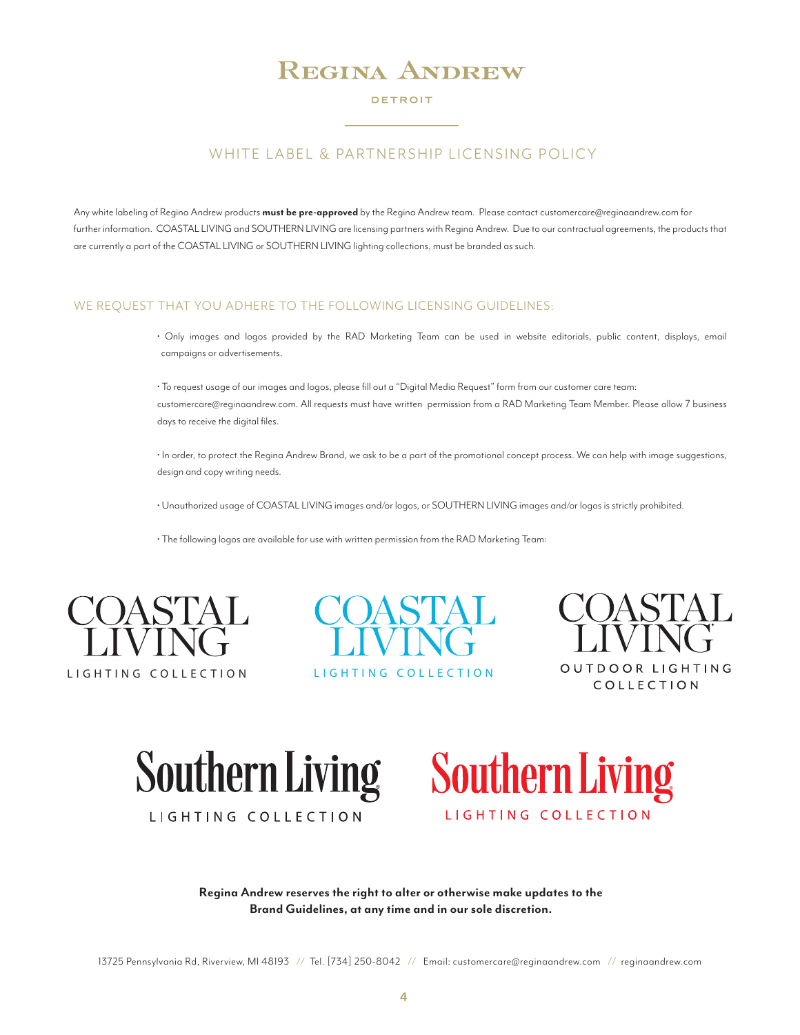# REGINA ANDREW

DETROIT

## WHITE LABEL & PARTNERSHIP LICENSING POLICY

Any white labeling of Regina Andrew products **must be pre-approved** by the Regina Andrew team. Please contact customercare@reginaandrew.com for further information. COASTAL LIVING and SOUTHERN LIVING are licensing partners with Regina Andrew. Due to our contractual agreements, the products that are currently a part of the COASTAL LIVING or SOUTHERN LIVING lighting collections, must be branded as such.

### WE REQUEST THAT YOU ADHERE TO THE FOLLOWING LICENSING GUIDELINES:

- Only images and logos provided by the RAD Marketing Team can be used in website editorials, public content, displays, email campaigns or advertisements.

- To request usage of our images and logos, please fill out a "Digital Media Request" form from our customer care team: customercare@reginaandrew.com. All requests must have written permission from a RAD Marketing Team Member. Please allow 7 business days to receive the digital files.

- In order, to protect the Regina Andrew Brand, we ask to be a part of the promotional concept process. We can help with image suggestions, design and copy writing needs.

- Unauthorized usage of COASTAL LIVING images and/or logos, or SOUTHERN LIVING images and/or logos is strictly prohibited.

- The following logos are available for use with written permission from the RAD Marketing Team:

COASTAL LIVING LIGHTING COLLECTION

COASTAL LIVING LIGHTING COLLECTION

COASTAL LIVING OUTDOOR LIGHTING COLLECTION

Southern Living LIGHTING COLLECTION

Southern Living LIGHTING COLLECTION

**Regina Andrew reserves the right to alter or otherwise make updates to the Brand Guidelines, at any time and in our sole discretion.**

13725 Pennsylvania Rd, Riverview, MI 48193 // Tel. [734] 250-8042 // Email: customercare@reginaandrew.com // reginaandrew.com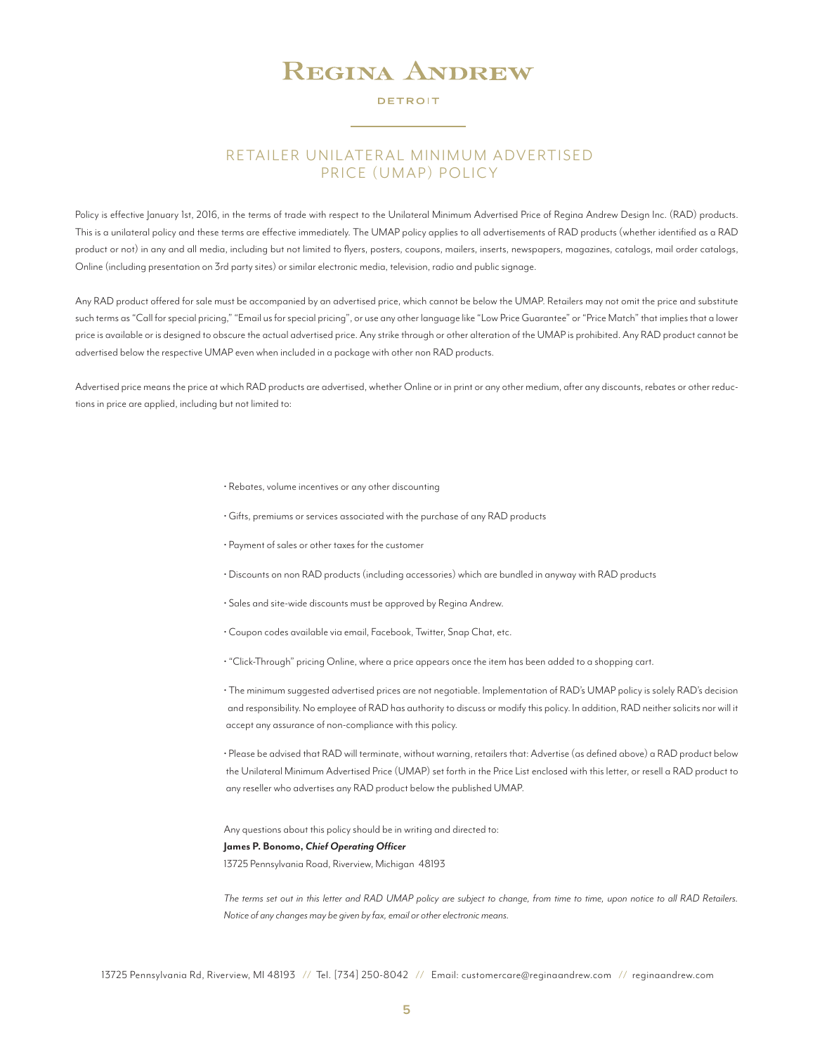# REGINA ANDREW

DETROIT

## RETAILER UNILATERAL MINIMUM ADVERTISED PRICE (UMAP) POLICY

Policy is effective January 1st, 2016, in the terms of trade with respect to the Unilateral Minimum Advertised Price of Regina Andrew Design Inc. (RAD) products. This is a unilateral policy and these terms are effective immediately. The UMAP policy applies to all advertisements of RAD products (whether identified as a RAD product or not) in any and all media, including but not limited to flyers, posters, coupons, mailers, inserts, newspapers, magazines, catalogs, mail order catalogs, Online (including presentation on 3rd party sites) or similar electronic media, television, radio and public signage.

Any RAD product offered for sale must be accompanied by an advertised price, which cannot be below the UMAP. Retailers may not omit the price and substitute such terms as "Call for special pricing," "Email us for special pricing", or use any other language like "Low Price Guarantee" or "Price Match" that implies that a lower price is available or is designed to obscure the actual advertised price. Any strike through or other alteration of the UMAP is prohibited. Any RAD product cannot be advertised below the respective UMAP even when included in a package with other non RAD products.

Advertised price means the price at which RAD products are advertised, whether Online or in print or any other medium, after any discounts, rebates or other reductions in price are applied, including but not limited to:

- Rebates, volume incentives or any other discounting
- Gifts, premiums or services associated with the purchase of any RAD products
- Payment of sales or other taxes for the customer
- Discounts on non RAD products (including accessories) which are bundled in anyway with RAD products
- Sales and site-wide discounts must be approved by Regina Andrew.
- Coupon codes available via email, Facebook, Twitter, Snap Chat, etc.
- "Click-Through" pricing Online, where a price appears once the item has been added to a shopping cart.
- The minimum suggested advertised prices are not negotiable. Implementation of RAD's UMAP policy is solely RAD's decision and responsibility. No employee of RAD has authority to discuss or modify this policy. In addition, RAD neither solicits nor will it accept any assurance of non-compliance with this policy.
- Please be advised that RAD will terminate, without warning, retailers that: Advertise (as defined above) a RAD product below the Unilateral Minimum Advertised Price (UMAP) set forth in the Price List enclosed with this letter, or resell a RAD product to any reseller who advertises any RAD product below the published UMAP.

Any questions about this policy should be in writing and directed to:
**James P. Bonomo, *Chief Operating Officer***
13725 Pennsylvania Road, Riverview, Michigan 48193

*The terms set out in this letter and RAD UMAP policy are subject to change, from time to time, upon notice to all RAD Retailers. Notice of any changes may be given by fax, email or other electronic means.*

13725 Pennsylvania Rd, Riverview, MI 48193 // Tel. [734] 250-8042 // Email: customercare@reginaandrew.com // reginaandrew.com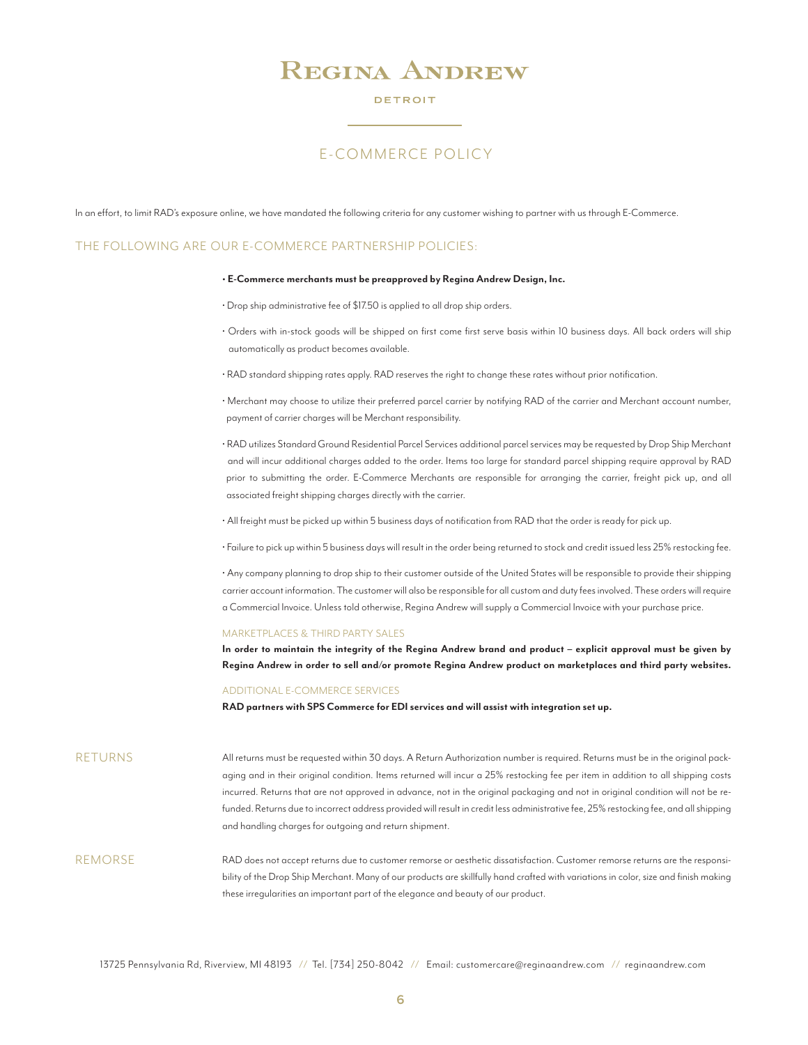# Regina Andrew

DETROIT

## E-COMMERCE POLICY

In an effort, to limit RAD's exposure online, we have mandated the following criteria for any customer wishing to partner with us through E-Commerce.

### THE FOLLOWING ARE OUR E-COMMERCE PARTNERSHIP POLICIES:

- **E-Commerce merchants must be preapproved by Regina Andrew Design, Inc.**
- Drop ship administrative fee of $17.50 is applied to all drop ship orders.
- Orders with in-stock goods will be shipped on first come first serve basis within 10 business days. All back orders will ship automatically as product becomes available.
- RAD standard shipping rates apply. RAD reserves the right to change these rates without prior notification.
- Merchant may choose to utilize their preferred parcel carrier by notifying RAD of the carrier and Merchant account number, payment of carrier charges will be Merchant responsibility.
- RAD utilizes Standard Ground Residential Parcel Services additional parcel services may be requested by Drop Ship Merchant and will incur additional charges added to the order. Items too large for standard parcel shipping require approval by RAD prior to submitting the order. E-Commerce Merchants are responsible for arranging the carrier, freight pick up, and all associated freight shipping charges directly with the carrier.
- All freight must be picked up within 5 business days of notification from RAD that the order is ready for pick up.
- Failure to pick up within 5 business days will result in the order being returned to stock and credit issued less 25% restocking fee.
- Any company planning to drop ship to their customer outside of the United States will be responsible to provide their shipping carrier account information. The customer will also be responsible for all custom and duty fees involved. These orders will require a Commercial Invoice. Unless told otherwise, Regina Andrew will supply a Commercial Invoice with your purchase price.

#### MARKETPLACES & THIRD PARTY SALES

**In order to maintain the integrity of the Regina Andrew brand and product – explicit approval must be given by Regina Andrew in order to sell and/or promote Regina Andrew product on marketplaces and third party websites.**

#### ADDITIONAL E-COMMERCE SERVICES

**RAD partners with SPS Commerce for EDI services and will assist with integration set up.**

### RETURNS

All returns must be requested within 30 days. A Return Authorization number is required. Returns must be in the original packaging and in their original condition. Items returned will incur a 25% restocking fee per item in addition to all shipping costs incurred. Returns that are not approved in advance, not in the original packaging and not in original condition will not be refunded. Returns due to incorrect address provided will result in credit less administrative fee, 25% restocking fee, and all shipping and handling charges for outgoing and return shipment.

### REMORSE

RAD does not accept returns due to customer remorse or aesthetic dissatisfaction. Customer remorse returns are the responsibility of the Drop Ship Merchant. Many of our products are skillfully hand crafted with variations in color, size and finish making these irregularities an important part of the elegance and beauty of our product.

13725 Pennsylvania Rd, Riverview, MI 48193 // Tel. [734] 250-8042 // Email: customercare@reginaandrew.com // reginaandrew.com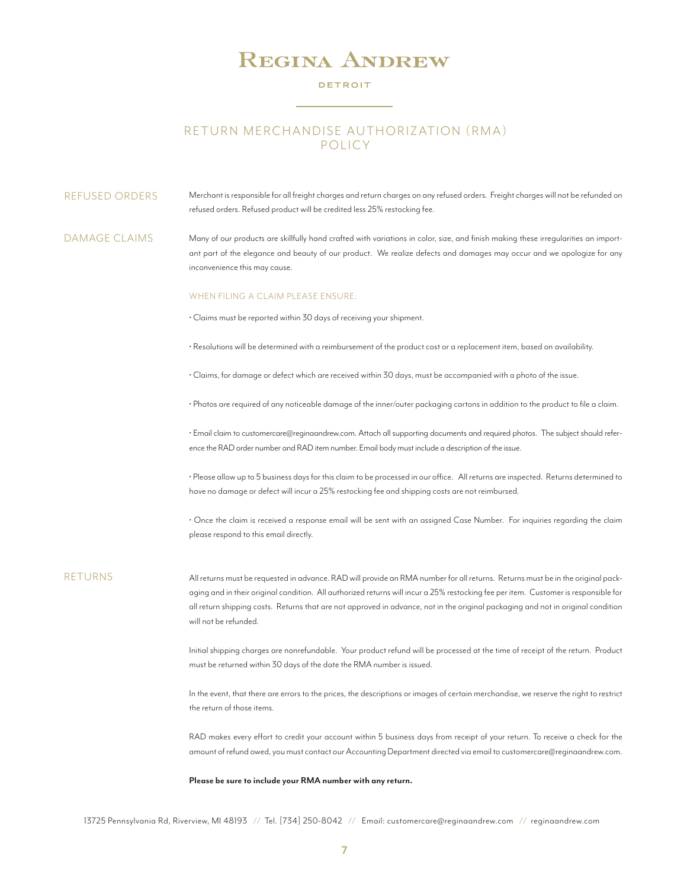# REGINA ANDREW

DETROIT

## RETURN MERCHANDISE AUTHORIZATION (RMA) POLICY

### REFUSED ORDERS

Merchant is responsible for all freight charges and return charges on any refused orders. Freight charges will not be refunded on refused orders. Refused product will be credited less 25% restocking fee.

### DAMAGE CLAIMS

Many of our products are skillfully hand crafted with variations in color, size, and finish making these irregularities an important part of the elegance and beauty of our product. We realize defects and damages may occur and we apologize for any inconvenience this may cause.

#### WHEN FILING A CLAIM PLEASE ENSURE:

- Claims must be reported within 30 days of receiving your shipment.
- Resolutions will be determined with a reimbursement of the product cost or a replacement item, based on availability.
- Claims, for damage or defect which are received within 30 days, must be accompanied with a photo of the issue.
- Photos are required of any noticeable damage of the inner/outer packaging cartons in addition to the product to file a claim.
- Email claim to customercare@reginaandrew.com. Attach all supporting documents and required photos. The subject should reference the RAD order number and RAD item number. Email body must include a description of the issue.
- Please allow up to 5 business days for this claim to be processed in our office. All returns are inspected. Returns determined to have no damage or defect will incur a 25% restocking fee and shipping costs are not reimbursed.
- Once the claim is received a response email will be sent with an assigned Case Number. For inquiries regarding the claim please respond to this email directly.

### RETURNS

All returns must be requested in advance. RAD will provide an RMA number for all returns. Returns must be in the original packaging and in their original condition. All authorized returns will incur a 25% restocking fee per item. Customer is responsible for all return shipping costs. Returns that are not approved in advance, not in the original packaging and not in original condition will not be refunded.

Initial shipping charges are nonrefundable. Your product refund will be processed at the time of receipt of the return. Product must be returned within 30 days of the date the RMA number is issued.

In the event, that there are errors to the prices, the descriptions or images of certain merchandise, we reserve the right to restrict the return of those items.

RAD makes every effort to credit your account within 5 business days from receipt of your return. To receive a check for the amount of refund owed, you must contact our Accounting Department directed via email to customercare@reginaandrew.com.

**Please be sure to include your RMA number with any return.**

13725 Pennsylvania Rd, Riverview, MI 48193 // Tel. (734) 250-8042 // Email: customercare@reginaandrew.com // reginaandrew.com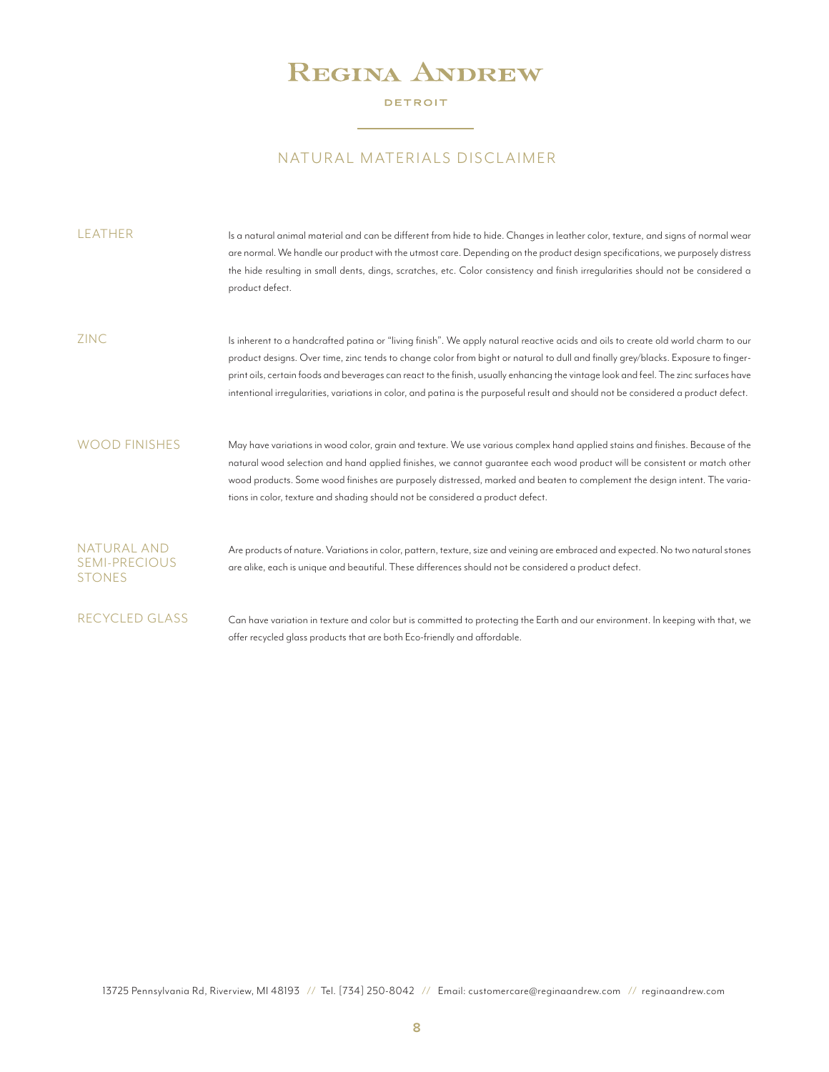# REGINA ANDREW

DETROIT

## NATURAL MATERIALS DISCLAIMER

### LEATHER

Is a natural animal material and can be different from hide to hide. Changes in leather color, texture, and signs of normal wear are normal. We handle our product with the utmost care. Depending on the product design specifications, we purposely distress the hide resulting in small dents, dings, scratches, etc. Color consistency and finish irregularities should not be considered a product defect.

### ZINC

Is inherent to a handcrafted patina or "living finish". We apply natural reactive acids and oils to create old world charm to our product designs. Over time, zinc tends to change color from bight or natural to dull and finally grey/blacks. Exposure to fingerprint oils, certain foods and beverages can react to the finish, usually enhancing the vintage look and feel. The zinc surfaces have intentional irregularities, variations in color, and patina is the purposeful result and should not be considered a product defect.

### WOOD FINISHES

May have variations in wood color, grain and texture. We use various complex hand applied stains and finishes. Because of the natural wood selection and hand applied finishes, we cannot guarantee each wood product will be consistent or match other wood products. Some wood finishes are purposely distressed, marked and beaten to complement the design intent. The variations in color, texture and shading should not be considered a product defect.

### NATURAL AND SEMI-PRECIOUS STONES

Are products of nature. Variations in color, pattern, texture, size and veining are embraced and expected. No two natural stones are alike, each is unique and beautiful. These differences should not be considered a product defect.

### RECYCLED GLASS

Can have variation in texture and color but is committed to protecting the Earth and our environment. In keeping with that, we offer recycled glass products that are both Eco-friendly and affordable.

13725 Pennsylvania Rd, Riverview, MI 48193 // Tel. [734] 250-8042 // Email: customercare@reginaandrew.com // reginaandrew.com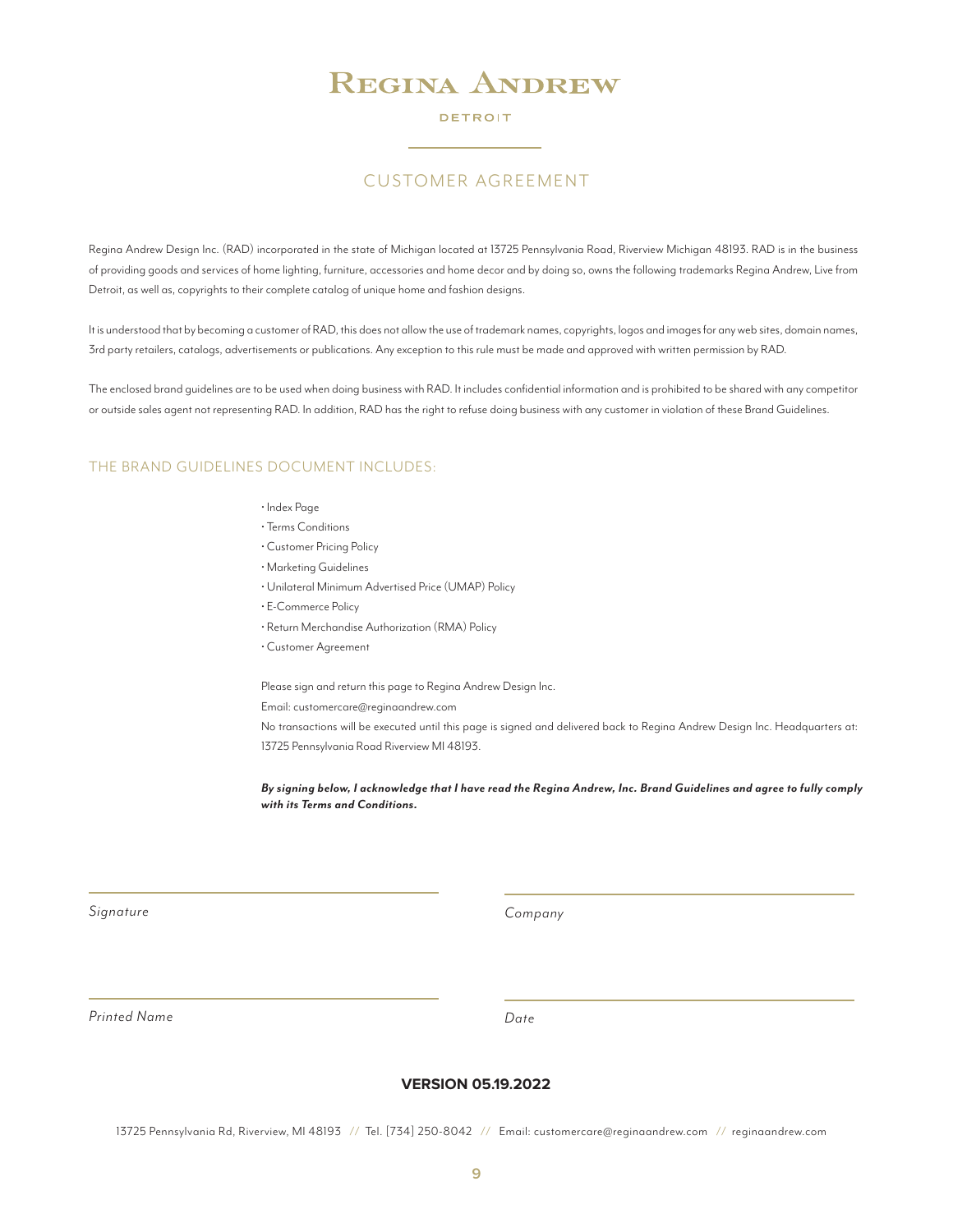# REGINA ANDREW

DETROIT

## CUSTOMER AGREEMENT

Regina Andrew Design Inc. (RAD) incorporated in the state of Michigan located at 13725 Pennsylvania Road, Riverview Michigan 48193. RAD is in the business of providing goods and services of home lighting, furniture, accessories and home decor and by doing so, owns the following trademarks Regina Andrew, Live from Detroit, as well as, copyrights to their complete catalog of unique home and fashion designs.

It is understood that by becoming a customer of RAD, this does not allow the use of trademark names, copyrights, logos and images for any web sites, domain names, 3rd party retailers, catalogs, advertisements or publications. Any exception to this rule must be made and approved with written permission by RAD.

The enclosed brand guidelines are to be used when doing business with RAD. It includes confidential information and is prohibited to be shared with any competitor or outside sales agent not representing RAD. In addition, RAD has the right to refuse doing business with any customer in violation of these Brand Guidelines.

### THE BRAND GUIDELINES DOCUMENT INCLUDES:

- Index Page
- Terms Conditions
- Customer Pricing Policy
- Marketing Guidelines
- Unilateral Minimum Advertised Price (UMAP) Policy
- E-Commerce Policy
- Return Merchandise Authorization (RMA) Policy
- Customer Agreement

Please sign and return this page to Regina Andrew Design Inc.

Email: customercare@reginaandrew.com

No transactions will be executed until this page is signed and delivered back to Regina Andrew Design Inc. Headquarters at: 13725 Pennsylvania Road Riverview MI 48193.

***By signing below, I acknowledge that I have read the Regina Andrew, Inc. Brand Guidelines and agree to fully comply with its Terms and Conditions.***

_______________________________ _______________________________

*Signature* *Company*

_______________________________ _______________________________

*Printed Name* *Date*

**VERSION 05.19.2022**

13725 Pennsylvania Rd, Riverview, MI 48193 // Tel. [734] 250-8042 // Email: customercare@reginaandrew.com // reginaandrew.com